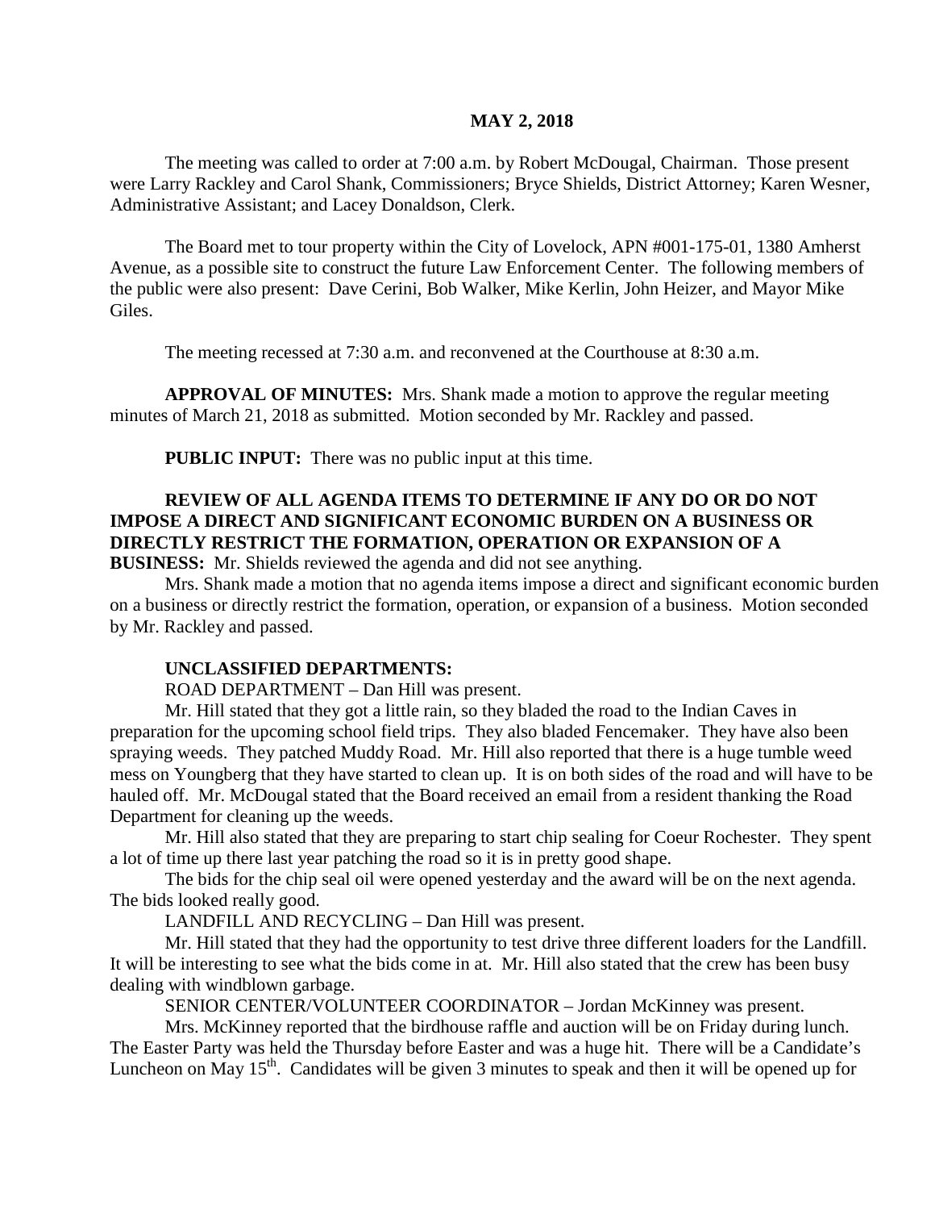**MAY 2, 2018**

The meeting was called to order at 7:00 a.m. by Robert McDougal, Chairman. Those present were Larry Rackley and Carol Shank, Commissioners; Bryce Shields, District Attorney; Karen Wesner, Administrative Assistant; and Lacey Donaldson, Clerk.

The Board met to tour property within the City of Lovelock, APN #001-175-01, 1380 Amherst Avenue, as a possible site to construct the future Law Enforcement Center. The following members of the public were also present: Dave Cerini, Bob Walker, Mike Kerlin, John Heizer, and Mayor Mike Giles.

The meeting recessed at 7:30 a.m. and reconvened at the Courthouse at 8:30 a.m.

**APPROVAL OF MINUTES:** Mrs. Shank made a motion to approve the regular meeting minutes of March 21, 2018 as submitted. Motion seconded by Mr. Rackley and passed.

**PUBLIC INPUT:** There was no public input at this time.

**REVIEW OF ALL AGENDA ITEMS TO DETERMINE IF ANY DO OR DO NOT IMPOSE A DIRECT AND SIGNIFICANT ECONOMIC BURDEN ON A BUSINESS OR DIRECTLY RESTRICT THE FORMATION, OPERATION OR EXPANSION OF A BUSINESS:** Mr. Shields reviewed the agenda and did not see anything.

Mrs. Shank made a motion that no agenda items impose a direct and significant economic burden on a business or directly restrict the formation, operation, or expansion of a business. Motion seconded by Mr. Rackley and passed.

**UNCLASSIFIED DEPARTMENTS:**

ROAD DEPARTMENT – Dan Hill was present.

Mr. Hill stated that they got a little rain, so they bladed the road to the Indian Caves in preparation for the upcoming school field trips. They also bladed Fencemaker. They have also been spraying weeds. They patched Muddy Road. Mr. Hill also reported that there is a huge tumble weed mess on Youngberg that they have started to clean up. It is on both sides of the road and will have to be hauled off. Mr. McDougal stated that the Board received an email from a resident thanking the Road Department for cleaning up the weeds.

Mr. Hill also stated that they are preparing to start chip sealing for Coeur Rochester. They spent a lot of time up there last year patching the road so it is in pretty good shape.

The bids for the chip seal oil were opened yesterday and the award will be on the next agenda. The bids looked really good.

LANDFILL AND RECYCLING – Dan Hill was present.

Mr. Hill stated that they had the opportunity to test drive three different loaders for the Landfill. It will be interesting to see what the bids come in at. Mr. Hill also stated that the crew has been busy dealing with windblown garbage.

SENIOR CENTER/VOLUNTEER COORDINATOR – Jordan McKinney was present.

Mrs. McKinney reported that the birdhouse raffle and auction will be on Friday during lunch. The Easter Party was held the Thursday before Easter and was a huge hit. There will be a Candidate's Luncheon on May 15th. Candidates will be given 3 minutes to speak and then it will be opened up for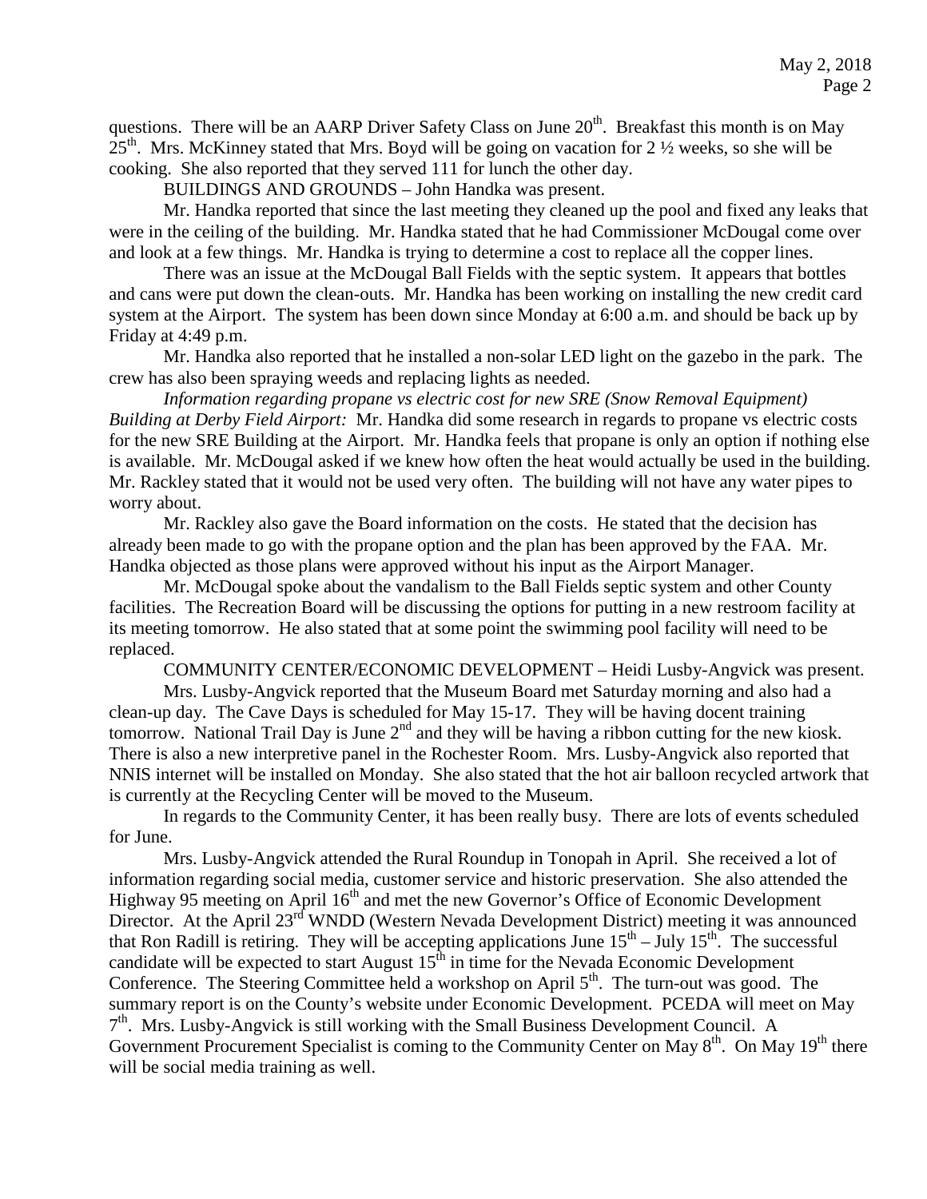questions. There will be an AARP Driver Safety Class on June 20th. Breakfast this month is on May 25th. Mrs. McKinney stated that Mrs. Boyd will be going on vacation for 2 ½ weeks, so she will be cooking. She also reported that they served 111 for lunch the other day.

BUILDINGS AND GROUNDS – John Handka was present.

Mr. Handka reported that since the last meeting they cleaned up the pool and fixed any leaks that were in the ceiling of the building. Mr. Handka stated that he had Commissioner McDougal come over and look at a few things. Mr. Handka is trying to determine a cost to replace all the copper lines.

There was an issue at the McDougal Ball Fields with the septic system. It appears that bottles and cans were put down the clean-outs. Mr. Handka has been working on installing the new credit card system at the Airport. The system has been down since Monday at 6:00 a.m. and should be back up by Friday at 4:49 p.m.

Mr. Handka also reported that he installed a non-solar LED light on the gazebo in the park. The crew has also been spraying weeds and replacing lights as needed.

*Information regarding propane vs electric cost for new SRE (Snow Removal Equipment) Building at Derby Field Airport:* Mr. Handka did some research in regards to propane vs electric costs for the new SRE Building at the Airport. Mr. Handka feels that propane is only an option if nothing else is available. Mr. McDougal asked if we knew how often the heat would actually be used in the building. Mr. Rackley stated that it would not be used very often. The building will not have any water pipes to worry about.

Mr. Rackley also gave the Board information on the costs. He stated that the decision has already been made to go with the propane option and the plan has been approved by the FAA. Mr. Handka objected as those plans were approved without his input as the Airport Manager.

Mr. McDougal spoke about the vandalism to the Ball Fields septic system and other County facilities. The Recreation Board will be discussing the options for putting in a new restroom facility at its meeting tomorrow. He also stated that at some point the swimming pool facility will need to be replaced.

COMMUNITY CENTER/ECONOMIC DEVELOPMENT – Heidi Lusby-Angvick was present.

Mrs. Lusby-Angvick reported that the Museum Board met Saturday morning and also had a clean-up day. The Cave Days is scheduled for May 15-17. They will be having docent training tomorrow. National Trail Day is June 2nd and they will be having a ribbon cutting for the new kiosk. There is also a new interpretive panel in the Rochester Room. Mrs. Lusby-Angvick also reported that NNIS internet will be installed on Monday. She also stated that the hot air balloon recycled artwork that is currently at the Recycling Center will be moved to the Museum.

In regards to the Community Center, it has been really busy. There are lots of events scheduled for June.

Mrs. Lusby-Angvick attended the Rural Roundup in Tonopah in April. She received a lot of information regarding social media, customer service and historic preservation. She also attended the Highway 95 meeting on April 16th and met the new Governor's Office of Economic Development Director. At the April 23rd WNDD (Western Nevada Development District) meeting it was announced that Ron Radill is retiring. They will be accepting applications June 15th – July 15th. The successful candidate will be expected to start August 15th in time for the Nevada Economic Development Conference. The Steering Committee held a workshop on April 5th. The turn-out was good. The summary report is on the County's website under Economic Development. PCEDA will meet on May 7th. Mrs. Lusby-Angvick is still working with the Small Business Development Council. A Government Procurement Specialist is coming to the Community Center on May 8th. On May 19th there will be social media training as well.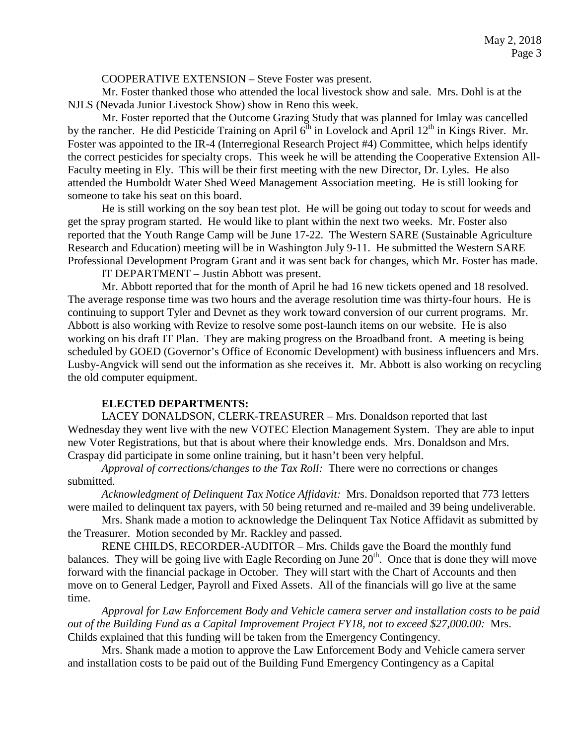COOPERATIVE EXTENSION – Steve Foster was present.

Mr. Foster thanked those who attended the local livestock show and sale. Mrs. Dohl is at the NJLS (Nevada Junior Livestock Show) show in Reno this week.

Mr. Foster reported that the Outcome Grazing Study that was planned for Imlay was cancelled by the rancher. He did Pesticide Training on April 6th in Lovelock and April 12th in Kings River. Mr. Foster was appointed to the IR-4 (Interregional Research Project #4) Committee, which helps identify the correct pesticides for specialty crops. This week he will be attending the Cooperative Extension All-Faculty meeting in Ely. This will be their first meeting with the new Director, Dr. Lyles. He also attended the Humboldt Water Shed Weed Management Association meeting. He is still looking for someone to take his seat on this board.

He is still working on the soy bean test plot. He will be going out today to scout for weeds and get the spray program started. He would like to plant within the next two weeks. Mr. Foster also reported that the Youth Range Camp will be June 17-22. The Western SARE (Sustainable Agriculture Research and Education) meeting will be in Washington July 9-11. He submitted the Western SARE Professional Development Program Grant and it was sent back for changes, which Mr. Foster has made.

IT DEPARTMENT – Justin Abbott was present.

Mr. Abbott reported that for the month of April he had 16 new tickets opened and 18 resolved. The average response time was two hours and the average resolution time was thirty-four hours. He is continuing to support Tyler and Devnet as they work toward conversion of our current programs. Mr. Abbott is also working with Revize to resolve some post-launch items on our website. He is also working on his draft IT Plan. They are making progress on the Broadband front. A meeting is being scheduled by GOED (Governor's Office of Economic Development) with business influencers and Mrs. Lusby-Angvick will send out the information as she receives it. Mr. Abbott is also working on recycling the old computer equipment.

**ELECTED DEPARTMENTS:**

LACEY DONALDSON, CLERK-TREASURER – Mrs. Donaldson reported that last Wednesday they went live with the new VOTEC Election Management System. They are able to input new Voter Registrations, but that is about where their knowledge ends. Mrs. Donaldson and Mrs. Craspay did participate in some online training, but it hasn't been very helpful.

*Approval of corrections/changes to the Tax Roll:* There were no corrections or changes submitted.

*Acknowledgment of Delinquent Tax Notice Affidavit:* Mrs. Donaldson reported that 773 letters were mailed to delinquent tax payers, with 50 being returned and re-mailed and 39 being undeliverable.

Mrs. Shank made a motion to acknowledge the Delinquent Tax Notice Affidavit as submitted by the Treasurer. Motion seconded by Mr. Rackley and passed.

RENE CHILDS, RECORDER-AUDITOR – Mrs. Childs gave the Board the monthly fund balances. They will be going live with Eagle Recording on June 20th. Once that is done they will move forward with the financial package in October. They will start with the Chart of Accounts and then move on to General Ledger, Payroll and Fixed Assets. All of the financials will go live at the same time.

*Approval for Law Enforcement Body and Vehicle camera server and installation costs to be paid out of the Building Fund as a Capital Improvement Project FY18, not to exceed $27,000.00:* Mrs. Childs explained that this funding will be taken from the Emergency Contingency.

Mrs. Shank made a motion to approve the Law Enforcement Body and Vehicle camera server and installation costs to be paid out of the Building Fund Emergency Contingency as a Capital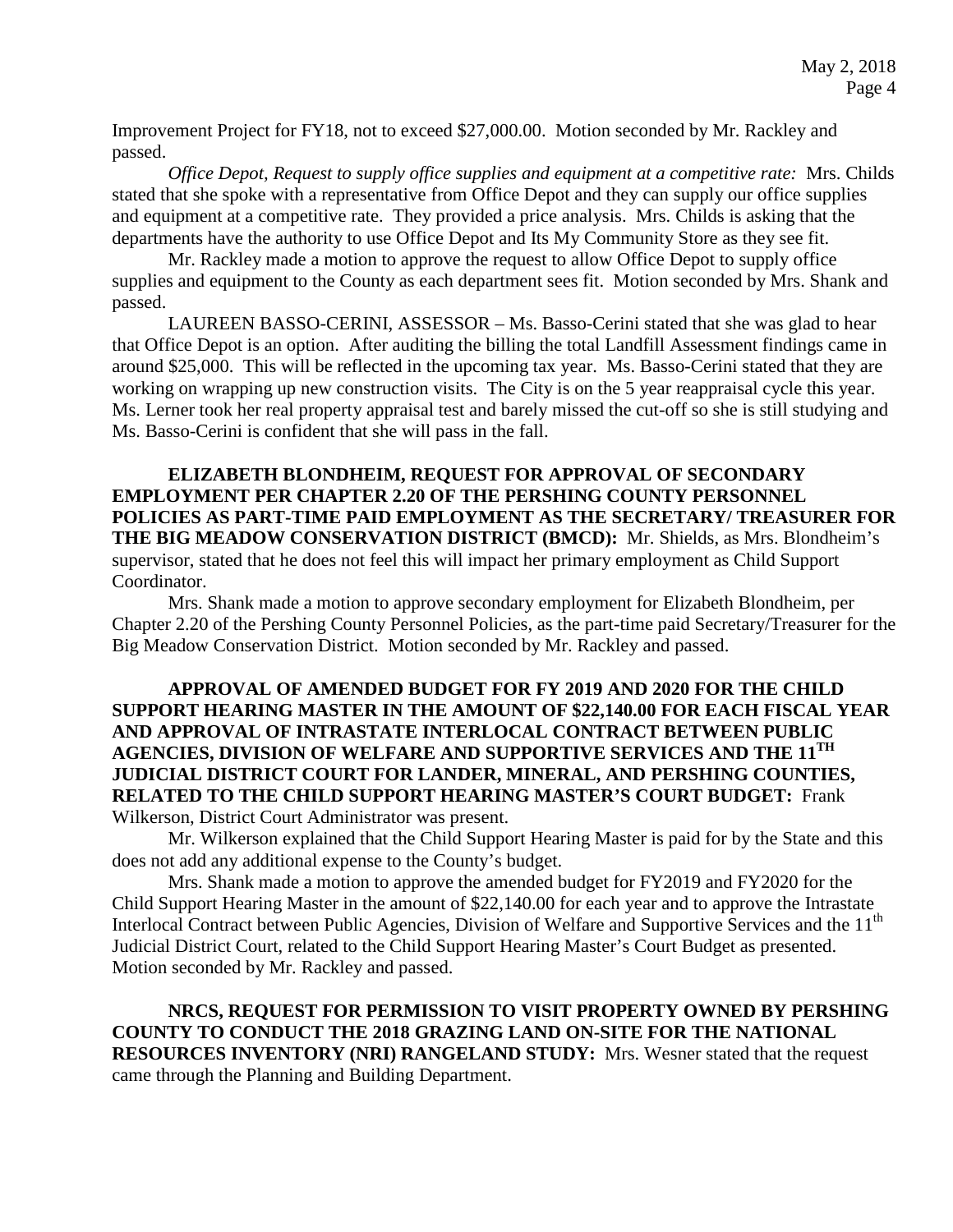Improvement Project for FY18, not to exceed $27,000.00. Motion seconded by Mr. Rackley and passed.

*Office Depot, Request to supply office supplies and equipment at a competitive rate:* Mrs. Childs stated that she spoke with a representative from Office Depot and they can supply our office supplies and equipment at a competitive rate. They provided a price analysis. Mrs. Childs is asking that the departments have the authority to use Office Depot and Its My Community Store as they see fit.

Mr. Rackley made a motion to approve the request to allow Office Depot to supply office supplies and equipment to the County as each department sees fit. Motion seconded by Mrs. Shank and passed.

LAUREEN BASSO-CERINI, ASSESSOR – Ms. Basso-Cerini stated that she was glad to hear that Office Depot is an option. After auditing the billing the total Landfill Assessment findings came in around $25,000. This will be reflected in the upcoming tax year. Ms. Basso-Cerini stated that they are working on wrapping up new construction visits. The City is on the 5 year reappraisal cycle this year. Ms. Lerner took her real property appraisal test and barely missed the cut-off so she is still studying and Ms. Basso-Cerini is confident that she will pass in the fall.

**ELIZABETH BLONDHEIM, REQUEST FOR APPROVAL OF SECONDARY EMPLOYMENT PER CHAPTER 2.20 OF THE PERSHING COUNTY PERSONNEL POLICIES AS PART-TIME PAID EMPLOYMENT AS THE SECRETARY/ TREASURER FOR THE BIG MEADOW CONSERVATION DISTRICT (BMCD):** Mr. Shields, as Mrs. Blondheim's supervisor, stated that he does not feel this will impact her primary employment as Child Support Coordinator.

Mrs. Shank made a motion to approve secondary employment for Elizabeth Blondheim, per Chapter 2.20 of the Pershing County Personnel Policies, as the part-time paid Secretary/Treasurer for the Big Meadow Conservation District. Motion seconded by Mr. Rackley and passed.

**APPROVAL OF AMENDED BUDGET FOR FY 2019 AND 2020 FOR THE CHILD SUPPORT HEARING MASTER IN THE AMOUNT OF $22,140.00 FOR EACH FISCAL YEAR AND APPROVAL OF INTRASTATE INTERLOCAL CONTRACT BETWEEN PUBLIC AGENCIES, DIVISION OF WELFARE AND SUPPORTIVE SERVICES AND THE 11TH JUDICIAL DISTRICT COURT FOR LANDER, MINERAL, AND PERSHING COUNTIES, RELATED TO THE CHILD SUPPORT HEARING MASTER'S COURT BUDGET:** Frank Wilkerson, District Court Administrator was present.

Mr. Wilkerson explained that the Child Support Hearing Master is paid for by the State and this does not add any additional expense to the County's budget.

Mrs. Shank made a motion to approve the amended budget for FY2019 and FY2020 for the Child Support Hearing Master in the amount of $22,140.00 for each year and to approve the Intrastate Interlocal Contract between Public Agencies, Division of Welfare and Supportive Services and the 11th Judicial District Court, related to the Child Support Hearing Master's Court Budget as presented. Motion seconded by Mr. Rackley and passed.

**NRCS, REQUEST FOR PERMISSION TO VISIT PROPERTY OWNED BY PERSHING COUNTY TO CONDUCT THE 2018 GRAZING LAND ON-SITE FOR THE NATIONAL RESOURCES INVENTORY (NRI) RANGELAND STUDY:** Mrs. Wesner stated that the request came through the Planning and Building Department.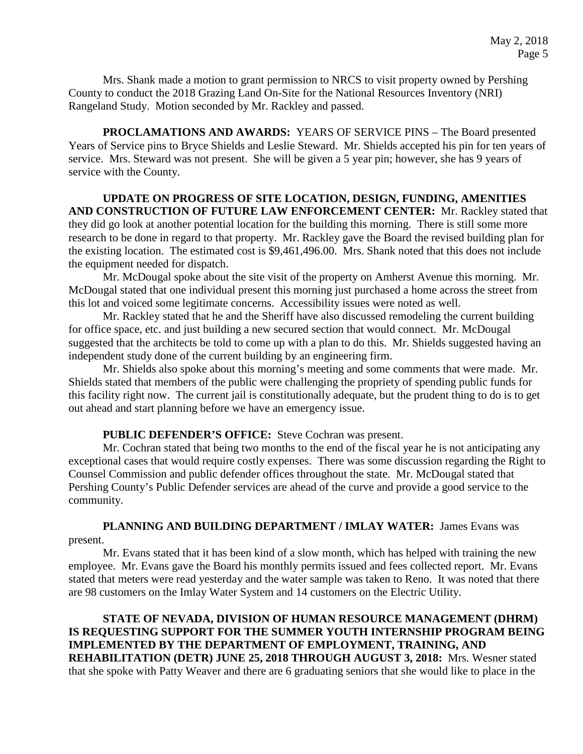Mrs. Shank made a motion to grant permission to NRCS to visit property owned by Pershing County to conduct the 2018 Grazing Land On-Site for the National Resources Inventory (NRI) Rangeland Study. Motion seconded by Mr. Rackley and passed.

**PROCLAMATIONS AND AWARDS:** YEARS OF SERVICE PINS – The Board presented Years of Service pins to Bryce Shields and Leslie Steward. Mr. Shields accepted his pin for ten years of service. Mrs. Steward was not present. She will be given a 5 year pin; however, she has 9 years of service with the County.

**UPDATE ON PROGRESS OF SITE LOCATION, DESIGN, FUNDING, AMENITIES AND CONSTRUCTION OF FUTURE LAW ENFORCEMENT CENTER:** Mr. Rackley stated that they did go look at another potential location for the building this morning. There is still some more research to be done in regard to that property. Mr. Rackley gave the Board the revised building plan for the existing location. The estimated cost is $9,461,496.00. Mrs. Shank noted that this does not include the equipment needed for dispatch.

Mr. McDougal spoke about the site visit of the property on Amherst Avenue this morning. Mr. McDougal stated that one individual present this morning just purchased a home across the street from this lot and voiced some legitimate concerns. Accessibility issues were noted as well.

Mr. Rackley stated that he and the Sheriff have also discussed remodeling the current building for office space, etc. and just building a new secured section that would connect. Mr. McDougal suggested that the architects be told to come up with a plan to do this. Mr. Shields suggested having an independent study done of the current building by an engineering firm.

Mr. Shields also spoke about this morning's meeting and some comments that were made. Mr. Shields stated that members of the public were challenging the propriety of spending public funds for this facility right now. The current jail is constitutionally adequate, but the prudent thing to do is to get out ahead and start planning before we have an emergency issue.

**PUBLIC DEFENDER'S OFFICE:** Steve Cochran was present.

Mr. Cochran stated that being two months to the end of the fiscal year he is not anticipating any exceptional cases that would require costly expenses. There was some discussion regarding the Right to Counsel Commission and public defender offices throughout the state. Mr. McDougal stated that Pershing County's Public Defender services are ahead of the curve and provide a good service to the community.

**PLANNING AND BUILDING DEPARTMENT / IMLAY WATER:** James Evans was present.

Mr. Evans stated that it has been kind of a slow month, which has helped with training the new employee. Mr. Evans gave the Board his monthly permits issued and fees collected report. Mr. Evans stated that meters were read yesterday and the water sample was taken to Reno. It was noted that there are 98 customers on the Imlay Water System and 14 customers on the Electric Utility.

**STATE OF NEVADA, DIVISION OF HUMAN RESOURCE MANAGEMENT (DHRM) IS REQUESTING SUPPORT FOR THE SUMMER YOUTH INTERNSHIP PROGRAM BEING IMPLEMENTED BY THE DEPARTMENT OF EMPLOYMENT, TRAINING, AND REHABILITATION (DETR) JUNE 25, 2018 THROUGH AUGUST 3, 2018:** Mrs. Wesner stated that she spoke with Patty Weaver and there are 6 graduating seniors that she would like to place in the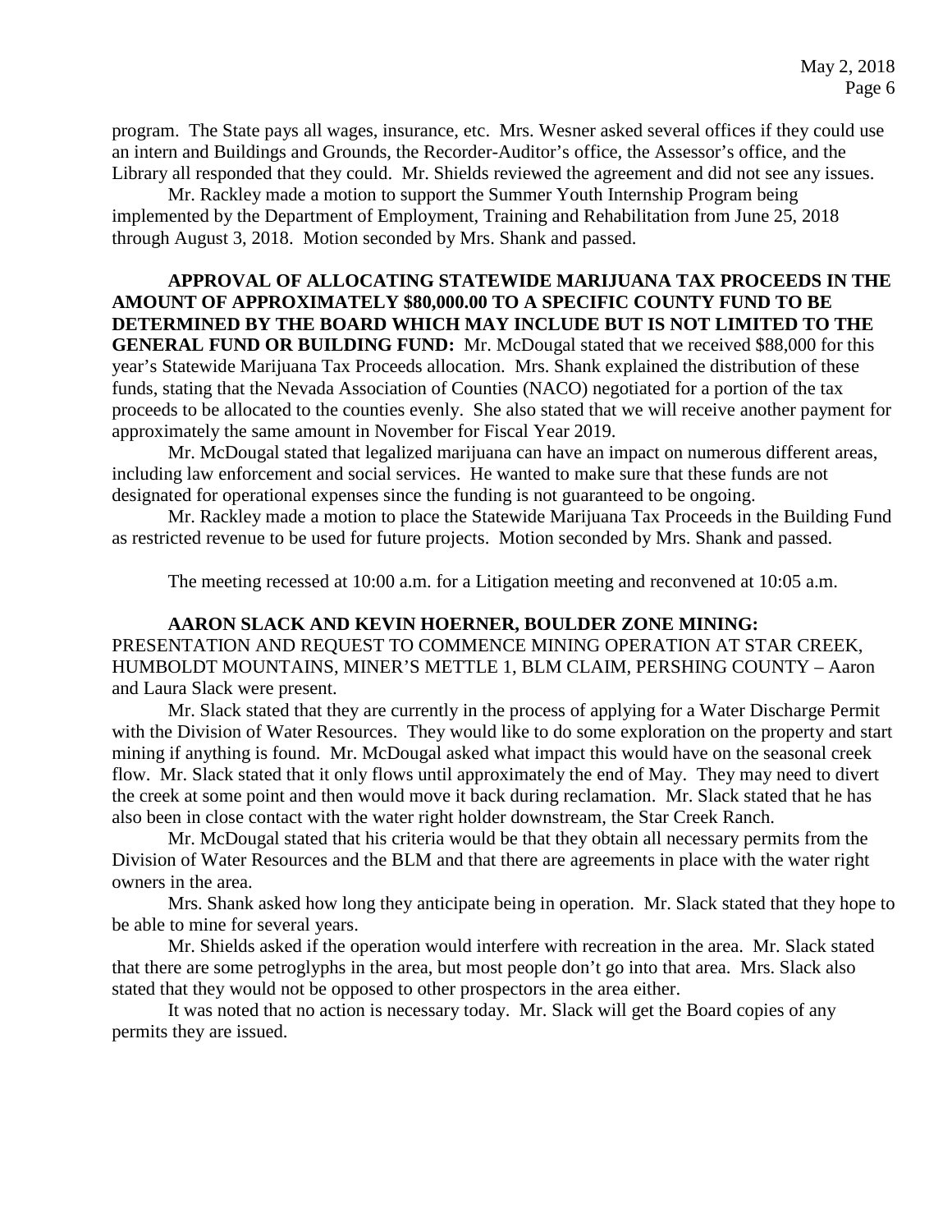program. The State pays all wages, insurance, etc. Mrs. Wesner asked several offices if they could use an intern and Buildings and Grounds, the Recorder-Auditor's office, the Assessor's office, and the Library all responded that they could. Mr. Shields reviewed the agreement and did not see any issues.

Mr. Rackley made a motion to support the Summer Youth Internship Program being implemented by the Department of Employment, Training and Rehabilitation from June 25, 2018 through August 3, 2018. Motion seconded by Mrs. Shank and passed.

**APPROVAL OF ALLOCATING STATEWIDE MARIJUANA TAX PROCEEDS IN THE AMOUNT OF APPROXIMATELY $80,000.00 TO A SPECIFIC COUNTY FUND TO BE DETERMINED BY THE BOARD WHICH MAY INCLUDE BUT IS NOT LIMITED TO THE GENERAL FUND OR BUILDING FUND:** Mr. McDougal stated that we received $88,000 for this year's Statewide Marijuana Tax Proceeds allocation. Mrs. Shank explained the distribution of these funds, stating that the Nevada Association of Counties (NACO) negotiated for a portion of the tax proceeds to be allocated to the counties evenly. She also stated that we will receive another payment for approximately the same amount in November for Fiscal Year 2019.

Mr. McDougal stated that legalized marijuana can have an impact on numerous different areas, including law enforcement and social services. He wanted to make sure that these funds are not designated for operational expenses since the funding is not guaranteed to be ongoing.

Mr. Rackley made a motion to place the Statewide Marijuana Tax Proceeds in the Building Fund as restricted revenue to be used for future projects. Motion seconded by Mrs. Shank and passed.

The meeting recessed at 10:00 a.m. for a Litigation meeting and reconvened at 10:05 a.m.

**AARON SLACK AND KEVIN HOERNER, BOULDER ZONE MINING:**
PRESENTATION AND REQUEST TO COMMENCE MINING OPERATION AT STAR CREEK, HUMBOLDT MOUNTAINS, MINER'S METTLE 1, BLM CLAIM, PERSHING COUNTY – Aaron and Laura Slack were present.

Mr. Slack stated that they are currently in the process of applying for a Water Discharge Permit with the Division of Water Resources. They would like to do some exploration on the property and start mining if anything is found. Mr. McDougal asked what impact this would have on the seasonal creek flow. Mr. Slack stated that it only flows until approximately the end of May. They may need to divert the creek at some point and then would move it back during reclamation. Mr. Slack stated that he has also been in close contact with the water right holder downstream, the Star Creek Ranch.

Mr. McDougal stated that his criteria would be that they obtain all necessary permits from the Division of Water Resources and the BLM and that there are agreements in place with the water right owners in the area.

Mrs. Shank asked how long they anticipate being in operation. Mr. Slack stated that they hope to be able to mine for several years.

Mr. Shields asked if the operation would interfere with recreation in the area. Mr. Slack stated that there are some petroglyphs in the area, but most people don't go into that area. Mrs. Slack also stated that they would not be opposed to other prospectors in the area either.

It was noted that no action is necessary today. Mr. Slack will get the Board copies of any permits they are issued.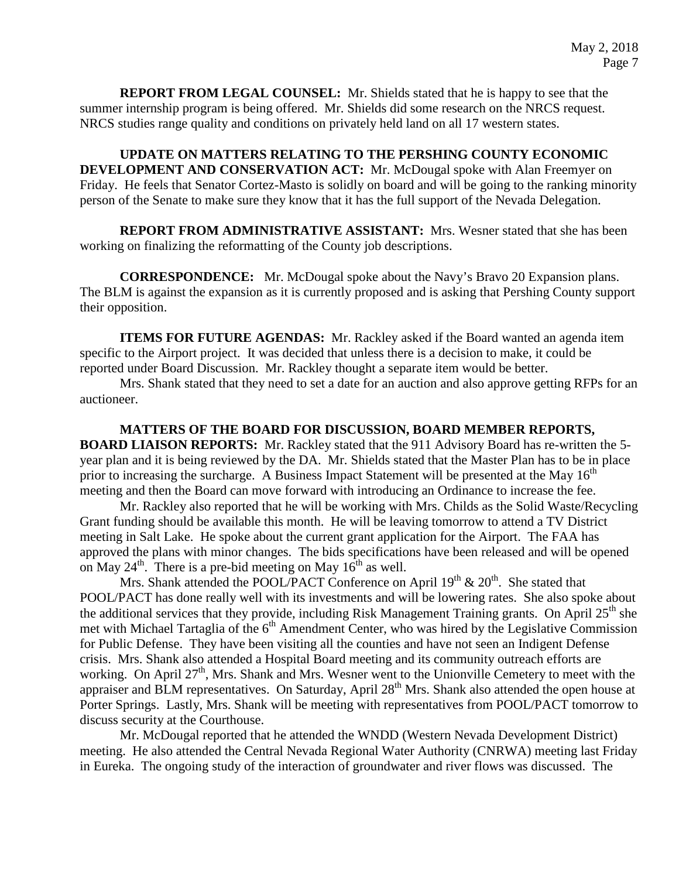**REPORT FROM LEGAL COUNSEL:** Mr. Shields stated that he is happy to see that the summer internship program is being offered. Mr. Shields did some research on the NRCS request. NRCS studies range quality and conditions on privately held land on all 17 western states.

**UPDATE ON MATTERS RELATING TO THE PERSHING COUNTY ECONOMIC DEVELOPMENT AND CONSERVATION ACT:** Mr. McDougal spoke with Alan Freemyer on Friday. He feels that Senator Cortez-Masto is solidly on board and will be going to the ranking minority person of the Senate to make sure they know that it has the full support of the Nevada Delegation.

**REPORT FROM ADMINISTRATIVE ASSISTANT:** Mrs. Wesner stated that she has been working on finalizing the reformatting of the County job descriptions.

**CORRESPONDENCE:** Mr. McDougal spoke about the Navy's Bravo 20 Expansion plans. The BLM is against the expansion as it is currently proposed and is asking that Pershing County support their opposition.

**ITEMS FOR FUTURE AGENDAS:** Mr. Rackley asked if the Board wanted an agenda item specific to the Airport project. It was decided that unless there is a decision to make, it could be reported under Board Discussion. Mr. Rackley thought a separate item would be better.

Mrs. Shank stated that they need to set a date for an auction and also approve getting RFPs for an auctioneer.

**MATTERS OF THE BOARD FOR DISCUSSION, BOARD MEMBER REPORTS, BOARD LIAISON REPORTS:** Mr. Rackley stated that the 911 Advisory Board has re-written the 5-year plan and it is being reviewed by the DA. Mr. Shields stated that the Master Plan has to be in place prior to increasing the surcharge. A Business Impact Statement will be presented at the May 16th meeting and then the Board can move forward with introducing an Ordinance to increase the fee.

Mr. Rackley also reported that he will be working with Mrs. Childs as the Solid Waste/Recycling Grant funding should be available this month. He will be leaving tomorrow to attend a TV District meeting in Salt Lake. He spoke about the current grant application for the Airport. The FAA has approved the plans with minor changes. The bids specifications have been released and will be opened on May 24th. There is a pre-bid meeting on May 16th as well.

Mrs. Shank attended the POOL/PACT Conference on April 19th & 20th. She stated that POOL/PACT has done really well with its investments and will be lowering rates. She also spoke about the additional services that they provide, including Risk Management Training grants. On April 25th she met with Michael Tartaglia of the 6th Amendment Center, who was hired by the Legislative Commission for Public Defense. They have been visiting all the counties and have not seen an Indigent Defense crisis. Mrs. Shank also attended a Hospital Board meeting and its community outreach efforts are working. On April 27th, Mrs. Shank and Mrs. Wesner went to the Unionville Cemetery to meet with the appraiser and BLM representatives. On Saturday, April 28th Mrs. Shank also attended the open house at Porter Springs. Lastly, Mrs. Shank will be meeting with representatives from POOL/PACT tomorrow to discuss security at the Courthouse.

Mr. McDougal reported that he attended the WNDD (Western Nevada Development District) meeting. He also attended the Central Nevada Regional Water Authority (CNRWA) meeting last Friday in Eureka. The ongoing study of the interaction of groundwater and river flows was discussed. The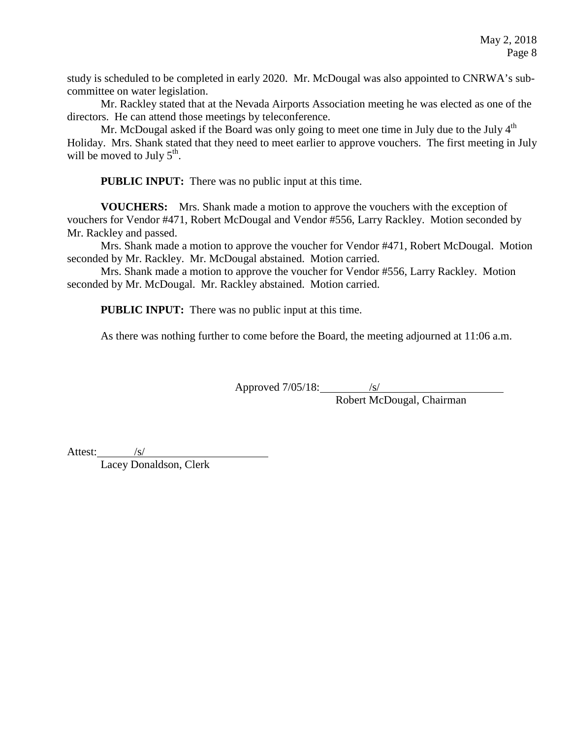study is scheduled to be completed in early 2020. Mr. McDougal was also appointed to CNRWA's sub-committee on water legislation.

Mr. Rackley stated that at the Nevada Airports Association meeting he was elected as one of the directors. He can attend those meetings by teleconference.

Mr. McDougal asked if the Board was only going to meet one time in July due to the July 4th Holiday. Mrs. Shank stated that they need to meet earlier to approve vouchers. The first meeting in July will be moved to July 5th.

**PUBLIC INPUT:** There was no public input at this time.

**VOUCHERS:** Mrs. Shank made a motion to approve the vouchers with the exception of vouchers for Vendor #471, Robert McDougal and Vendor #556, Larry Rackley. Motion seconded by Mr. Rackley and passed.

Mrs. Shank made a motion to approve the voucher for Vendor #471, Robert McDougal. Motion seconded by Mr. Rackley. Mr. McDougal abstained. Motion carried.

Mrs. Shank made a motion to approve the voucher for Vendor #556, Larry Rackley. Motion seconded by Mr. McDougal. Mr. Rackley abstained. Motion carried.

**PUBLIC INPUT:** There was no public input at this time.

As there was nothing further to come before the Board, the meeting adjourned at 11:06 a.m.

Approved 7/05/18: /s/
Robert McDougal, Chairman

Attest: /s/
Lacey Donaldson, Clerk